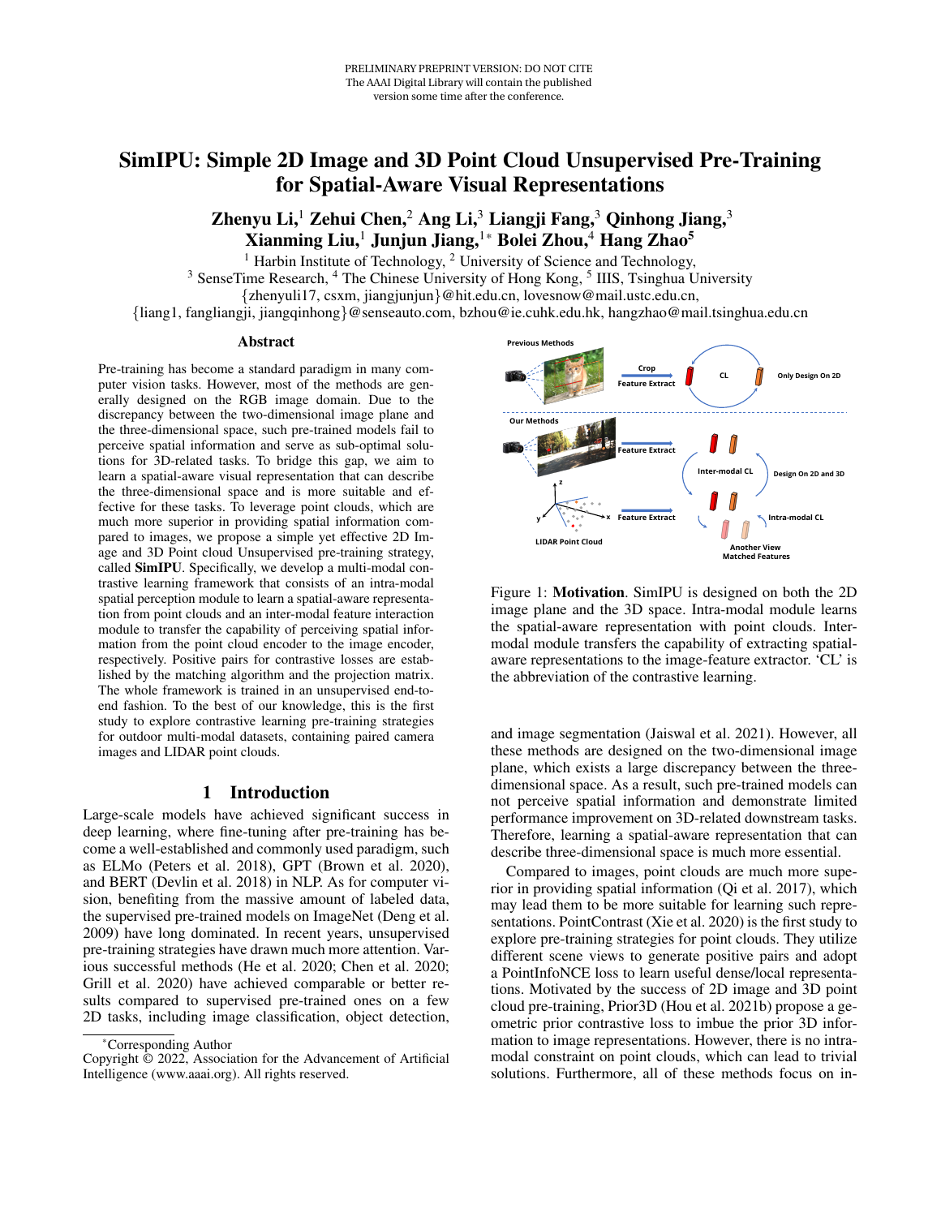PRELIMINARY PREPRINT VERSION: DO NOT CITE
The AAAI Digital Library will contain the published version some time after the conference.

# SimIPU: Simple 2D Image and 3D Point Cloud Unsupervised Pre-Training for Spatial-Aware Visual Representations

**Zhenyu Li,[1] Zehui Chen,[2] Ang Li,[3] Liangji Fang,[3] Qinhong Jiang,[3] Xianming Liu,[1] Junjun Jiang,[1]* Bolei Zhou,[4] Hang Zhao[5]**

[1] Harbin Institute of Technology, [2] University of Science and Technology, [3] SenseTime Research, [4] The Chinese University of Hong Kong, [5] IIIS, Tsinghua University

{zhenyuli17, csxm, jiangjunjun}@hit.edu.cn, lovesnow@mail.ustc.edu.cn, {liang1, fangliangji, jiangqinhong}@senseauto.com, bzhou@ie.cuhk.edu.hk, hangzhao@mail.tsinghua.edu.cn

## Abstract

Pre-training has become a standard paradigm in many computer vision tasks. However, most of the methods are generally designed on the RGB image domain. Due to the discrepancy between the two-dimensional image plane and the three-dimensional space, such pre-trained models fail to perceive spatial information and serve as sub-optimal solutions for 3D-related tasks. To bridge this gap, we aim to learn a spatial-aware visual representation that can describe the three-dimensional space and is more suitable and effective for these tasks. To leverage point clouds, which are much more superior in providing spatial information compared to images, we propose a simple yet effective 2D Image and 3D Point cloud Unsupervised pre-training strategy, called **SimIPU**. Specifically, we develop a multi-modal contrastive learning framework that consists of an intra-modal spatial perception module to learn a spatial-aware representation from point clouds and an inter-modal feature interaction module to transfer the capability of perceiving spatial information from the point cloud encoder to the image encoder, respectively. Positive pairs for contrastive losses are established by the matching algorithm and the projection matrix. The whole framework is trained in an unsupervised end-to-end fashion. To the best of our knowledge, this is the first study to explore contrastive learning pre-training strategies for outdoor multi-modal datasets, containing paired camera images and LIDAR point clouds.

## 1 Introduction

Large-scale models have achieved significant success in deep learning, where fine-tuning after pre-training has become a well-established and commonly used paradigm, such as ELMo (Peters et al. 2018), GPT (Brown et al. 2020), and BERT (Devlin et al. 2018) in NLP. As for computer vision, benefiting from the massive amount of labeled data, the supervised pre-trained models on ImageNet (Deng et al. 2009) have long dominated. In recent years, unsupervised pre-training strategies have drawn much more attention. Various successful methods (He et al. 2020; Chen et al. 2020; Grill et al. 2020) have achieved comparable or better results compared to supervised pre-trained ones on a few 2D tasks, including image classification, object detection, and image segmentation (Jaiswal et al. 2021). However, all these methods are designed on the two-dimensional image plane, which exists a large discrepancy between the three-dimensional space. As a result, such pre-trained models can not perceive spatial information and demonstrate limited performance improvement on 3D-related downstream tasks. Therefore, learning a spatial-aware representation that can describe three-dimensional space is much more essential.

Figure 1: **Motivation**. SimIPU is designed on both the 2D image plane and the 3D space. Intra-modal module learns the spatial-aware representation with point clouds. Inter-modal module transfers the capability of extracting spatial-aware representations to the image-feature extractor. 'CL' is the abbreviation of the contrastive learning.

Compared to images, point clouds are much more superior in providing spatial information (Qi et al. 2017), which may lead them to be more suitable for learning such representations. PointContrast (Xie et al. 2020) is the first study to explore pre-training strategies for point clouds. They utilize different scene views to generate positive pairs and adopt a PointInfoNCE loss to learn useful dense/local representations. Motivated by the success of 2D image and 3D point cloud pre-training, Prior3D (Hou et al. 2021b) propose a geometric prior contrastive loss to imbue the prior 3D information to image representations. However, there is no intra-modal constraint on point clouds, which can lead to trivial solutions. Furthermore, all of these methods focus on in-

*Corresponding Author
Copyright © 2022, Association for the Advancement of Artificial Intelligence (www.aaai.org). All rights reserved.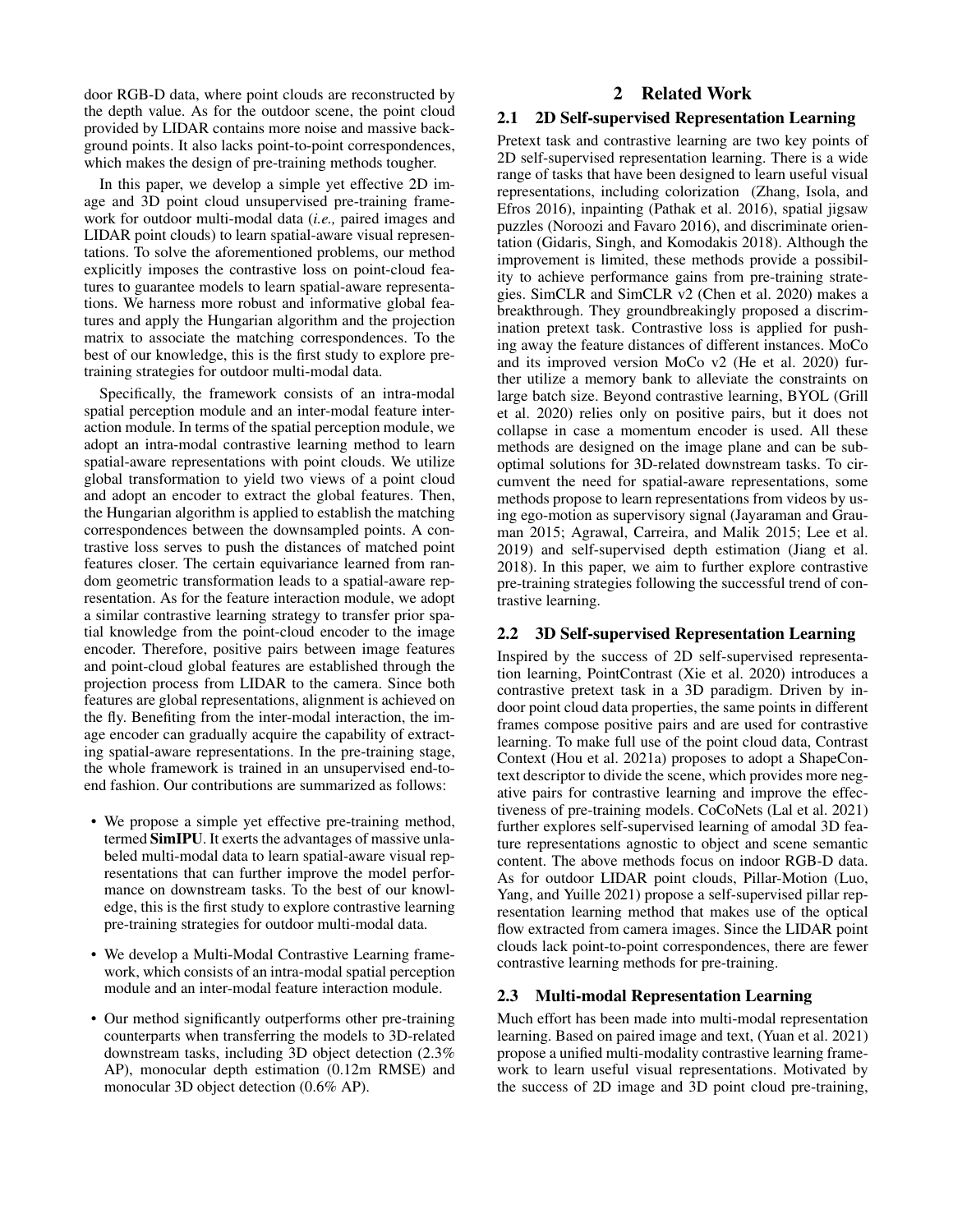door RGB-D data, where point clouds are reconstructed by the depth value. As for the outdoor scene, the point cloud provided by LIDAR contains more noise and massive background points. It also lacks point-to-point correspondences, which makes the design of pre-training methods tougher.

In this paper, we develop a simple yet effective 2D image and 3D point cloud unsupervised pre-training framework for outdoor multi-modal data (*i.e.,* paired images and LIDAR point clouds) to learn spatial-aware visual representations. To solve the aforementioned problems, our method explicitly imposes the contrastive loss on point-cloud features to guarantee models to learn spatial-aware representations. We harness more robust and informative global features and apply the Hungarian algorithm and the projection matrix to associate the matching correspondences. To the best of our knowledge, this is the first study to explore pre-training strategies for outdoor multi-modal data.

Specifically, the framework consists of an intra-modal spatial perception module and an inter-modal feature interaction module. In terms of the spatial perception module, we adopt an intra-modal contrastive learning method to learn spatial-aware representations with point clouds. We utilize global transformation to yield two views of a point cloud and adopt an encoder to extract the global features. Then, the Hungarian algorithm is applied to establish the matching correspondences between the downsampled points. A contrastive loss serves to push the distances of matched point features closer. The certain equivariance learned from random geometric transformation leads to a spatial-aware representation. As for the feature interaction module, we adopt a similar contrastive learning strategy to transfer prior spatial knowledge from the point-cloud encoder to the image encoder. Therefore, positive pairs between image features and point-cloud global features are established through the projection process from LIDAR to the camera. Since both features are global representations, alignment is achieved on the fly. Benefiting from the inter-modal interaction, the image encoder can gradually acquire the capability of extracting spatial-aware representations. In the pre-training stage, the whole framework is trained in an unsupervised end-to-end fashion. Our contributions are summarized as follows:

- We propose a simple yet effective pre-training method, termed **SimIPU**. It exerts the advantages of massive unlabeled multi-modal data to learn spatial-aware visual representations that can further improve the model performance on downstream tasks. To the best of our knowledge, this is the first study to explore contrastive learning pre-training strategies for outdoor multi-modal data.
- We develop a Multi-Modal Contrastive Learning framework, which consists of an intra-modal spatial perception module and an inter-modal feature interaction module.
- Our method significantly outperforms other pre-training counterparts when transferring the models to 3D-related downstream tasks, including 3D object detection (2.3% AP), monocular depth estimation (0.12m RMSE) and monocular 3D object detection (0.6% AP).

## 2 Related Work

### 2.1 2D Self-supervised Representation Learning

Pretext task and contrastive learning are two key points of 2D self-supervised representation learning. There is a wide range of tasks that have been designed to learn useful visual representations, including colorization (Zhang, Isola, and Efros 2016), inpainting (Pathak et al. 2016), spatial jigsaw puzzles (Noroozi and Favaro 2016), and discriminate orientation (Gidaris, Singh, and Komodakis 2018). Although the improvement is limited, these methods provide a possibility to achieve performance gains from pre-training strategies. SimCLR and SimCLR v2 (Chen et al. 2020) makes a breakthrough. They groundbreakingly proposed a discrimination pretext task. Contrastive loss is applied for pushing away the feature distances of different instances. MoCo and its improved version MoCo v2 (He et al. 2020) further utilize a memory bank to alleviate the constraints on large batch size. Beyond contrastive learning, BYOL (Grill et al. 2020) relies only on positive pairs, but it does not collapse in case a momentum encoder is used. All these methods are designed on the image plane and can be suboptimal solutions for 3D-related downstream tasks. To circumvent the need for spatial-aware representations, some methods propose to learn representations from videos by using ego-motion as supervisory signal (Jayaraman and Grauman 2015; Agrawal, Carreira, and Malik 2015; Lee et al. 2019) and self-supervised depth estimation (Jiang et al. 2018). In this paper, we aim to further explore contrastive pre-training strategies following the successful trend of contrastive learning.

### 2.2 3D Self-supervised Representation Learning

Inspired by the success of 2D self-supervised representation learning, PointContrast (Xie et al. 2020) introduces a contrastive pretext task in a 3D paradigm. Driven by indoor point cloud data properties, the same points in different frames compose positive pairs and are used for contrastive learning. To make full use of the point cloud data, Contrast Context (Hou et al. 2021a) proposes to adopt a ShapeContext descriptor to divide the scene, which provides more negative pairs for contrastive learning and improve the effectiveness of pre-training models. CoCoNets (Lal et al. 2021) further explores self-supervised learning of amodal 3D feature representations agnostic to object and scene semantic content. The above methods focus on indoor RGB-D data. As for outdoor LIDAR point clouds, Pillar-Motion (Luo, Yang, and Yuille 2021) propose a self-supervised pillar representation learning method that makes use of the optical flow extracted from camera images. Since the LIDAR point clouds lack point-to-point correspondences, there are fewer contrastive learning methods for pre-training.

### 2.3 Multi-modal Representation Learning

Much effort has been made into multi-modal representation learning. Based on paired image and text, (Yuan et al. 2021) propose a unified multi-modality contrastive learning framework to learn useful visual representations. Motivated by the success of 2D image and 3D point cloud pre-training,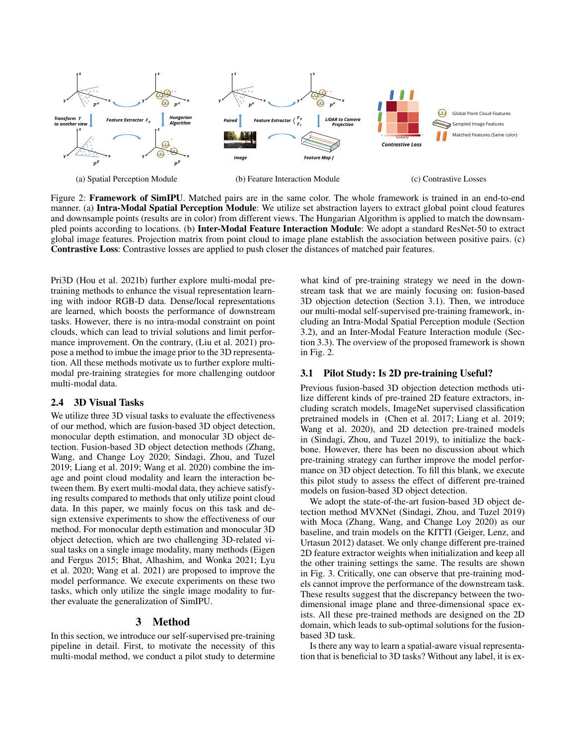(a) Spatial Perception Module (b) Feature Interaction Module (c) Contrastive Losses

Figure 2: **Framework of SimIPU**. Matched pairs are in the same color. The whole framework is trained in an end-to-end manner. (a) **Intra-Modal Spatial Perception Module**: We utilize set abstraction layers to extract global point cloud features and downsample points (results are in color) from different views. The Hungarian Algorithm is applied to match the downsampled points according to locations. (b) **Inter-Modal Feature Interaction Module**: We adopt a standard ResNet-50 to extract global image features. Projection matrix from point cloud to image plane establish the association between positive pairs. (c) **Contrastive Loss**: Contrastive losses are applied to push closer the distances of matched pair features.

Pri3D (Hou et al. 2021b) further explore multi-modal pre-training methods to enhance the visual representation learning with indoor RGB-D data. Dense/local representations are learned, which boosts the performance of downstream tasks. However, there is no intra-modal constraint on point clouds, which can lead to trivial solutions and limit performance improvement. On the contrary, (Liu et al. 2021) propose a method to imbue the image prior to the 3D representation. All these methods motivate us to further explore multi-modal pre-training strategies for more challenging outdoor multi-modal data.

### 2.4 3D Visual Tasks

We utilize three 3D visual tasks to evaluate the effectiveness of our method, which are fusion-based 3D object detection, monocular depth estimation, and monocular 3D object detection. Fusion-based 3D object detection methods (Zhang, Wang, and Change Loy 2020; Sindagi, Zhou, and Tuzel 2019; Liang et al. 2019; Wang et al. 2020) combine the image and point cloud modality and learn the interaction between them. By exert multi-modal data, they achieve satisfying results compared to methods that only utilize point cloud data. In this paper, we mainly focus on this task and design extensive experiments to show the effectiveness of our method. For monocular depth estimation and monocular 3D object detection, which are two challenging 3D-related visual tasks on a single image modality, many methods (Eigen and Fergus 2015; Bhat, Alhashim, and Wonka 2021; Lyu et al. 2020; Wang et al. 2021) are proposed to improve the model performance. We execute experiments on these two tasks, which only utilize the single image modality to further evaluate the generalization of SimIPU.

## 3 Method

In this section, we introduce our self-supervised pre-training pipeline in detail. First, to motivate the necessity of this multi-modal method, we conduct a pilot study to determine what kind of pre-training strategy we need in the downstream task that we are mainly focusing on: fusion-based 3D objection detection (Section 3.1). Then, we introduce our multi-modal self-supervised pre-training framework, including an Intra-Modal Spatial Perception module (Section 3.2), and an Inter-Modal Feature Interaction module (Section 3.3). The overview of the proposed framework is shown in Fig. 2.

### 3.1 Pilot Study: Is 2D pre-training Useful?

Previous fusion-based 3D objection detection methods utilize different kinds of pre-trained 2D feature extractors, including scratch models, ImageNet supervised classification pretrained models in (Chen et al. 2017; Liang et al. 2019; Wang et al. 2020), and 2D detection pre-trained models in (Sindagi, Zhou, and Tuzel 2019), to initialize the backbone. However, there has been no discussion about which pre-training strategy can further improve the model performance on 3D object detection. To fill this blank, we execute this pilot study to assess the effect of different pre-trained models on fusion-based 3D object detection.

We adopt the state-of-the-art fusion-based 3D object detection method MVXNet (Sindagi, Zhou, and Tuzel 2019) with Moca (Zhang, Wang, and Change Loy 2020) as our baseline, and train models on the KITTI (Geiger, Lenz, and Urtasun 2012) dataset. We only change different pre-trained 2D feature extractor weights when initialization and keep all the other training settings the same. The results are shown in Fig. 3. Critically, one can observe that pre-training models cannot improve the performance of the downstream task. These results suggest that the discrepancy between the two-dimensional image plane and three-dimensional space exists. All these pre-trained methods are designed on the 2D domain, which leads to sub-optimal solutions for the fusion-based 3D task.

Is there any way to learn a spatial-aware visual representation that is beneficial to 3D tasks? Without any label, it is ex-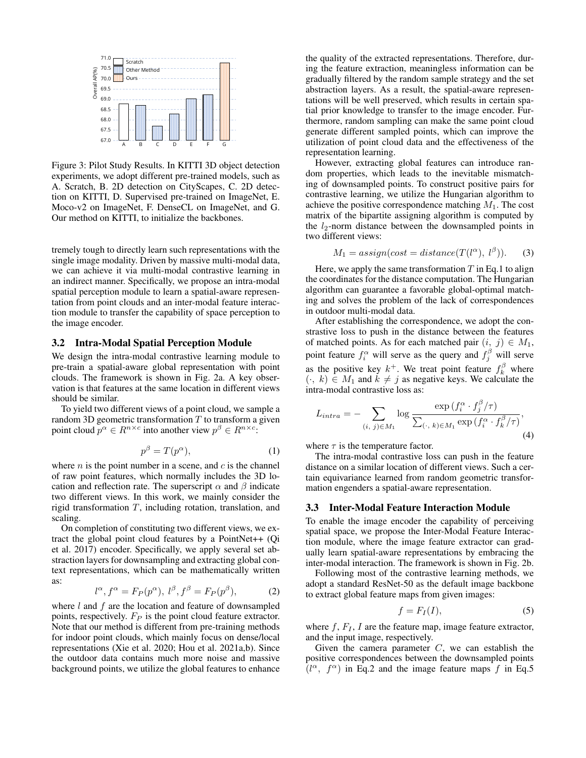Figure 3: Pilot Study Results. In KITTI 3D object detection experiments, we adopt different pre-trained models, such as A. Scratch, B. 2D detection on CityScapes, C. 2D detection on KITTI, D. Supervised pre-trained on ImageNet, E. Moco-v2 on ImageNet, F. DenseCL on ImageNet, and G. Our method on KITTI, to initialize the backbones.

tremely tough to directly learn such representations with the single image modality. Driven by massive multi-modal data, we can achieve it via multi-modal contrastive learning in an indirect manner. Specifically, we propose an intra-modal spatial perception module to learn a spatial-aware representation from point clouds and an inter-modal feature interaction module to transfer the capability of space perception to the image encoder.

### 3.2 Intra-Modal Spatial Perception Module

We design the intra-modal contrastive learning module to pre-train a spatial-aware global representation with point clouds. The framework is shown in Fig. 2a. A key observation is that features at the same location in different views should be similar.

To yield two different views of a point cloud, we sample a random 3D geometric transformation $T$ to transform a given point cloud $p^{\alpha} \in R^{n \times c}$ into another view $p^{\beta} \in R^{n \times c}$:

$$p^{\beta} = T(p^{\alpha}), \tag{1}$$

where $n$ is the point number in a scene, and $c$ is the channel of raw point features, which normally includes the 3D location and reflection rate. The superscript $\alpha$ and $\beta$ indicate two different views. In this work, we mainly consider the rigid transformation $T$, including rotation, translation, and scaling.

On completion of constituting two different views, we extract the global point cloud features by a PointNet++ (Qi et al. 2017) encoder. Specifically, we apply several set abstraction layers for downsampling and extracting global context representations, which can be mathematically written as:

$$l^{\alpha}, f^{\alpha} = F_P(p^{\alpha}),\ l^{\beta}, f^{\beta} = F_P(p^{\beta}), \tag{2}$$

where $l$ and $f$ are the location and feature of downsampled points, respectively. $F_P$ is the point cloud feature extractor. Note that our method is different from pre-training methods for indoor point clouds, which mainly focus on dense/local representations (Xie et al. 2020; Hou et al. 2021a,b). Since the outdoor data contains much more noise and massive background points, we utilize the global features to enhance the quality of the extracted representations. Therefore, during the feature extraction, meaningless information can be gradually filtered by the random sample strategy and the set abstraction layers. As a result, the spatial-aware representations will be well preserved, which results in certain spatial prior knowledge to transfer to the image encoder. Furthermore, random sampling can make the same point cloud generate different sampled points, which can improve the utilization of point cloud data and the effectiveness of the representation learning.

However, extracting global features can introduce random properties, which leads to the inevitable mismatching of downsampled points. To construct positive pairs for contrastive learning, we utilize the Hungarian algorithm to achieve the positive correspondence matching $M_1$. The cost matrix of the bipartite assigning algorithm is computed by the $l_2$-norm distance between the downsampled points in two different views:

$$M_1 = assign(cost = distance(T(l^{\alpha}),\ l^{\beta})). \tag{3}$$

Here, we apply the same transformation $T$ in Eq.1 to align the coordinates for the distance computation. The Hungarian algorithm can guarantee a favorable global-optimal matching and solves the problem of the lack of correspondences in outdoor multi-modal data.

After establishing the correspondence, we adopt the constrastive loss to push in the distance between the features of matched points. As for each matched pair $(i,\ j) \in M_1$, point feature $f_i^{\alpha}$ will serve as the query and $f_j^{\beta}$ will serve as the positive key $k^+$. We treat point feature $f_k^{\beta}$ where $(\cdot,\ k) \in M_1$ and $k \neq j$ as negative keys. We calculate the intra-modal contrastive loss as:

$$L_{intra} = -\sum_{(i,\ j) \in M_1} \log \frac{\exp\left(f_i^{\alpha} \cdot f_j^{\beta}/\tau\right)}{\sum_{(\cdot,\ k) \in M_1} \exp\left(f_i^{\alpha} \cdot f_k^{\beta}/\tau\right)}, \tag{4}$$

where $\tau$ is the temperature factor.

The intra-modal contrastive loss can push in the feature distance on a similar location of different views. Such a certain equivariance learned from random geometric transformation engenders a spatial-aware representation.

### 3.3 Inter-Modal Feature Interaction Module

To enable the image encoder the capability of perceiving spatial space, we propose the Inter-Modal Feature Interaction module, where the image feature extractor can gradually learn spatial-aware representations by embracing the inter-modal interaction. The framework is shown in Fig. 2b.

Following most of the contrastive learning methods, we adopt a standard ResNet-50 as the default image backbone to extract global feature maps from given images:

$$f = F_I(I), \tag{5}$$

where $f$, $F_I$, $I$ are the feature map, image feature extractor, and the input image, respectively.

Given the camera parameter $C$, we can establish the positive correspondences between the downsampled points $(l^{\alpha},\ f^{\alpha})$ in Eq.2 and the image feature maps $f$ in Eq.5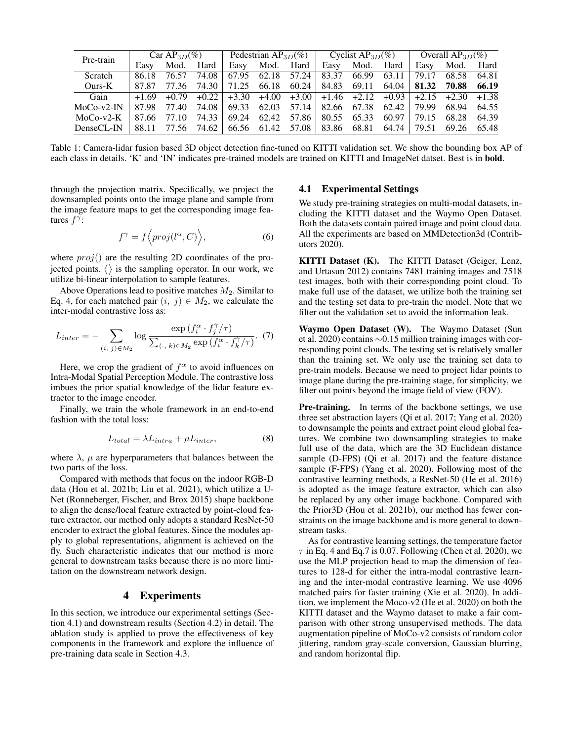| Pre-train | Car $AP_{3D}(\%)$ | | | Pedestrian $AP_{3D}(\%)$ | | | Cyclist $AP_{3D}(\%)$ | | | Overall $AP_{3D}(\%)$ | | |
|---|---|---|---|---|---|---|---|---|---|---|---|---|
| | Easy | Mod. | Hard | Easy | Mod. | Hard | Easy | Mod. | Hard | Easy | Mod. | Hard |
| Scratch | 86.18 | 76.57 | 74.08 | 67.95 | 62.18 | 57.24 | 83.37 | 66.99 | 63.11 | 79.17 | 68.58 | 64.81 |
| Ours-K | 87.87 | 77.36 | 74.30 | 71.25 | 66.18 | 60.24 | 84.83 | 69.11 | 64.04 | **81.32** | **70.88** | **66.19** |
| Gain | +1.69 | +0.79 | +0.22 | +3.30 | +4.00 | +3.00 | +1.46 | +2.12 | +0.93 | +2.15 | +2.30 | +1.38 |
| MoCo-v2-IN | 87.98 | 77.40 | 74.08 | 69.33 | 62.03 | 57.14 | 82.66 | 67.38 | 62.42 | 79.99 | 68.94 | 64.55 |
| MoCo-v2-K | 87.66 | 77.10 | 74.33 | 69.24 | 62.42 | 57.86 | 80.55 | 65.33 | 60.97 | 79.15 | 68.28 | 64.39 |
| DenseCL-IN | 88.11 | 77.56 | 74.62 | 66.56 | 61.42 | 57.08 | 83.86 | 68.81 | 64.74 | 79.51 | 69.26 | 65.48 |

Table 1: Camera-lidar fusion based 3D object detection fine-tuned on KITTI validation set. We show the bounding box AP of each class in details. 'K' and 'IN' indicates pre-trained models are trained on KITTI and ImageNet datset. Best is in **bold**.

through the projection matrix. Specifically, we project the downsampled points onto the image plane and sample from the image feature maps to get the corresponding image features $f^{\gamma}$:

$$f^{\gamma} = f\Big\langle proj(l^{\alpha}, C)\Big\rangle, \tag{6}$$

where $proj()$ are the resulting 2D coordinates of the projected points. $\langle\rangle$ is the sampling operator. In our work, we utilize bi-linear interpolation to sample features.

Above Operations lead to positive matches $M_2$. Similar to Eq. 4, for each matched pair $(i,\ j) \in M_2$, we calculate the inter-modal contrastive loss as:

$$L_{inter} = -\sum_{(i,\ j)\in M_2} \log \frac{\exp\left(f_i^{\alpha} \cdot f_j^{\gamma}/\tau\right)}{\sum_{(\cdot,\ k)\in M_2} \exp\left(f_i^{\alpha} \cdot f_k^{\gamma}/\tau\right)}. \tag{7}$$

Here, we crop the gradient of $f^{\alpha}$ to avoid influences on Intra-Modal Spatial Perception Module. The contrastive loss imbues the prior spatial knowledge of the lidar feature extractor to the image encoder.

Finally, we train the whole framework in an end-to-end fashion with the total loss:

$$L_{total} = \lambda L_{intra} + \mu L_{inter}, \tag{8}$$

where $\lambda$, $\mu$ are hyperparameters that balances between the two parts of the loss.

Compared with methods that focus on the indoor RGB-D data (Hou et al. 2021b; Liu et al. 2021), which utilize a U-Net (Ronneberger, Fischer, and Brox 2015) shape backbone to align the dense/local feature extracted by point-cloud feature extractor, our method only adopts a standard ResNet-50 encoder to extract the global features. Since the modules apply to global representations, alignment is achieved on the fly. Such characteristic indicates that our method is more general to downstream tasks because there is no more limitation on the downstream network design.

## 4 Experiments

In this section, we introduce our experimental settings (Section 4.1) and downstream results (Section 4.2) in detail. The ablation study is applied to prove the effectiveness of key components in the framework and explore the influence of pre-training data scale in Section 4.3.

### 4.1 Experimental Settings

We study pre-training strategies on multi-modal datasets, including the KITTI dataset and the Waymo Open Dataset. Both the datasets contain paired image and point cloud data. All the experiments are based on MMDetection3d (Contributors 2020).

**KITTI Dataset (K).** The KITTI Dataset (Geiger, Lenz, and Urtasun 2012) contains 7481 training images and 7518 test images, both with their corresponding point cloud. To make full use of the dataset, we utilize both the training set and the testing set data to pre-train the model. Note that we filter out the validation set to avoid the information leak.

**Waymo Open Dataset (W).** The Waymo Dataset (Sun et al. 2020) contains $\sim$0.15 million training images with corresponding point clouds. The testing set is relatively smaller than the training set. We only use the training set data to pre-train models. Because we need to project lidar points to image plane during the pre-training stage, for simplicity, we filter out points beyond the image field of view (FOV).

**Pre-training.** In terms of the backbone settings, we use three set abstraction layers (Qi et al. 2017; Yang et al. 2020) to downsample the points and extract point cloud global features. We combine two downsampling strategies to make full use of the data, which are the 3D Euclidean distance sample (D-FPS) (Qi et al. 2017) and the feature distance sample (F-FPS) (Yang et al. 2020). Following most of the contrastive learning methods, a ResNet-50 (He et al. 2016) is adopted as the image feature extractor, which can also be replaced by any other image backbone. Compared with the Prior3D (Hou et al. 2021b), our method has fewer constraints on the image backbone and is more general to downstream tasks.

As for contrastive learning settings, the temperature factor $\tau$ in Eq. 4 and Eq.7 is 0.07. Following (Chen et al. 2020), we use the MLP projection head to map the dimension of features to 128-d for either the intra-modal contrastive learning and the inter-modal contrastive learning. We use 4096 matched pairs for faster training (Xie et al. 2020). In addition, we implement the Moco-v2 (He et al. 2020) on both the KITTI dataset and the Waymo dataset to make a fair comparison with other strong unsupervised methods. The data augmentation pipeline of MoCo-v2 consists of random color jittering, random gray-scale conversion, Gaussian blurring, and random horizontal flip.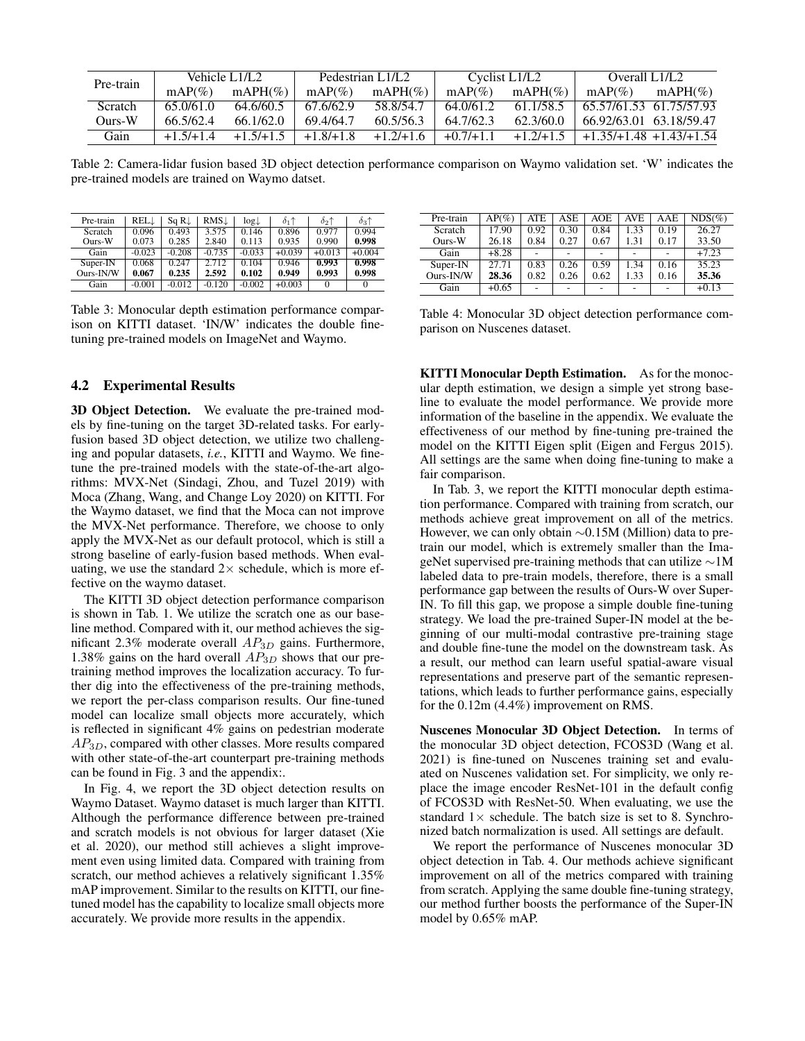| Pre-train | Vehicle L1/L2 | | Pedestrian L1/L2 | | Cyclist L1/L2 | | Overall L1/L2 | |
|---|---|---|---|---|---|---|---|---|
| | mAP(%) | mAPH(%) | mAP(%) | mAPH(%) | mAP(%) | mAPH(%) | mAP(%) | mAPH(%) |
| Scratch | 65.0/61.0 | 64.6/60.5 | 67.6/62.9 | 58.8/54.7 | 64.0/61.2 | 61.1/58.5 | 65.57/61.53 | 61.75/57.93 |
| Ours-W | 66.5/62.4 | 66.1/62.0 | 69.4/64.7 | 60.5/56.3 | 64.7/62.3 | 62.3/60.0 | 66.92/63.01 | 63.18/59.47 |
| Gain | +1.5/+1.4 | +1.5/+1.5 | +1.8/+1.8 | +1.2/+1.6 | +0.7/+1.1 | +1.2/+1.5 | +1.35/+1.48 | +1.43/+1.54 |

Table 2: Camera-lidar fusion based 3D object detection performance comparison on Waymo validation set. 'W' indicates the pre-trained models are trained on Waymo datset.

| Pre-train | REL↓ | Sq R↓ | RMS↓ | log↓ | $\delta_1$↑ | $\delta_2$↑ | $\delta_3$↑ |
|---|---|---|---|---|---|---|---|
| Scratch | 0.096 | 0.493 | 3.575 | 0.146 | 0.896 | 0.977 | 0.994 |
| Ours-W | 0.073 | 0.285 | 2.840 | 0.113 | 0.935 | 0.990 | **0.998** |
| Gain | -0.023 | -0.208 | -0.735 | -0.033 | +0.039 | +0.013 | +0.004 |
| Super-IN | 0.068 | 0.247 | 2.712 | 0.104 | 0.946 | **0.993** | **0.998** |
| Ours-IN/W | **0.067** | **0.235** | **2.592** | **0.102** | **0.949** | **0.993** | **0.998** |
| Gain | -0.001 | -0.012 | -0.120 | -0.002 | +0.003 | 0 | 0 |

Table 3: Monocular depth estimation performance comparison on KITTI dataset. 'IN/W' indicates the double fine-tuning pre-trained models on ImageNet and Waymo.

| Pre-train | AP(%) | ATE | ASE | AOE | AVE | AAE | NDS(%) |
|---|---|---|---|---|---|---|---|
| Scratch | 17.90 | 0.92 | 0.30 | 0.84 | 1.33 | 0.19 | 26.27 |
| Ours-W | 26.18 | 0.84 | 0.27 | 0.67 | 1.31 | 0.17 | 33.50 |
| Gain | +8.28 | - | - | - | - | - | +7.23 |
| Super-IN | 27.71 | 0.83 | 0.26 | 0.59 | 1.34 | 0.16 | 35.23 |
| Ours-IN/W | **28.36** | 0.82 | 0.26 | 0.62 | 1.33 | 0.16 | **35.36** |
| Gain | +0.65 | - | - | - | - | - | +0.13 |

Table 4: Monocular 3D object detection performance comparison on Nuscenes dataset.

## 4.2 Experimental Results

**3D Object Detection.** We evaluate the pre-trained models by fine-tuning on the target 3D-related tasks. For early-fusion based 3D object detection, we utilize two challenging and popular datasets, *i.e.*, KITTI and Waymo. We fine-tune the pre-trained models with the state-of-the-art algorithms: MVX-Net (Sindagi, Zhou, and Tuzel 2019) with Moca (Zhang, Wang, and Change Loy 2020) on KITTI. For the Waymo dataset, we find that the Moca can not improve the MVX-Net performance. Therefore, we choose to only apply the MVX-Net as our default protocol, which is still a strong baseline of early-fusion based methods. When evaluating, we use the standard 2× schedule, which is more effective on the waymo dataset.

The KITTI 3D object detection performance comparison is shown in Tab. 1. We utilize the scratch one as our baseline method. Compared with it, our method achieves the significant 2.3% moderate overall $AP_{3D}$ gains. Furthermore, 1.38% gains on the hard overall $AP_{3D}$ shows that our pre-training method improves the localization accuracy. To further dig into the effectiveness of the pre-training methods, we report the per-class comparison results. Our fine-tuned model can localize small objects more accurately, which is reflected in significant 4% gains on pedestrian moderate $AP_{3D}$, compared with other classes. More results compared with other state-of-the-art counterpart pre-training methods can be found in Fig. 3 and the appendix:.

In Fig. 4, we report the 3D object detection results on Waymo Dataset. Waymo dataset is much larger than KITTI. Although the performance difference between pre-trained and scratch models is not obvious for larger dataset (Xie et al. 2020), our method still achieves a slight improvement even using limited data. Compared with training from scratch, our method achieves a relatively significant 1.35% mAP improvement. Similar to the results on KITTI, our fine-tuned model has the capability to localize small objects more accurately. We provide more results in the appendix.

**KITTI Monocular Depth Estimation.** As for the monocular depth estimation, we design a simple yet strong baseline to evaluate the model performance. We provide more information of the baseline in the appendix. We evaluate the effectiveness of our method by fine-tuning pre-trained the model on the KITTI Eigen split (Eigen and Fergus 2015). All settings are the same when doing fine-tuning to make a fair comparison.

In Tab. 3, we report the KITTI monocular depth estimation performance. Compared with training from scratch, our methods achieve great improvement on all of the metrics. However, we can only obtain ∼0.15M (Million) data to pre-train our model, which is extremely smaller than the ImageNet supervised pre-training methods that can utilize ∼1M labeled data to pre-train models, therefore, there is a small performance gap between the results of Ours-W over Super-IN. To fill this gap, we propose a simple double fine-tuning strategy. We load the pre-trained Super-IN model at the beginning of our multi-modal contrastive pre-training stage and double fine-tune the model on the downstream task. As a result, our method can learn useful spatial-aware visual representations and preserve part of the semantic representations, which leads to further performance gains, especially for the 0.12m (4.4%) improvement on RMS.

**Nuscenes Monocular 3D Object Detection.** In terms of the monocular 3D object detection, FCOS3D (Wang et al. 2021) is fine-tuned on Nuscenes training set and evaluated on Nuscenes validation set. For simplicity, we only replace the image encoder ResNet-101 in the default config of FCOS3D with ResNet-50. When evaluating, we use the standard 1× schedule. The batch size is set to 8. Synchronized batch normalization is used. All settings are default.

We report the performance of Nuscenes monocular 3D object detection in Tab. 4. Our methods achieve significant improvement on all of the metrics compared with training from scratch. Applying the same double fine-tuning strategy, our method further boosts the performance of the Super-IN model by 0.65% mAP.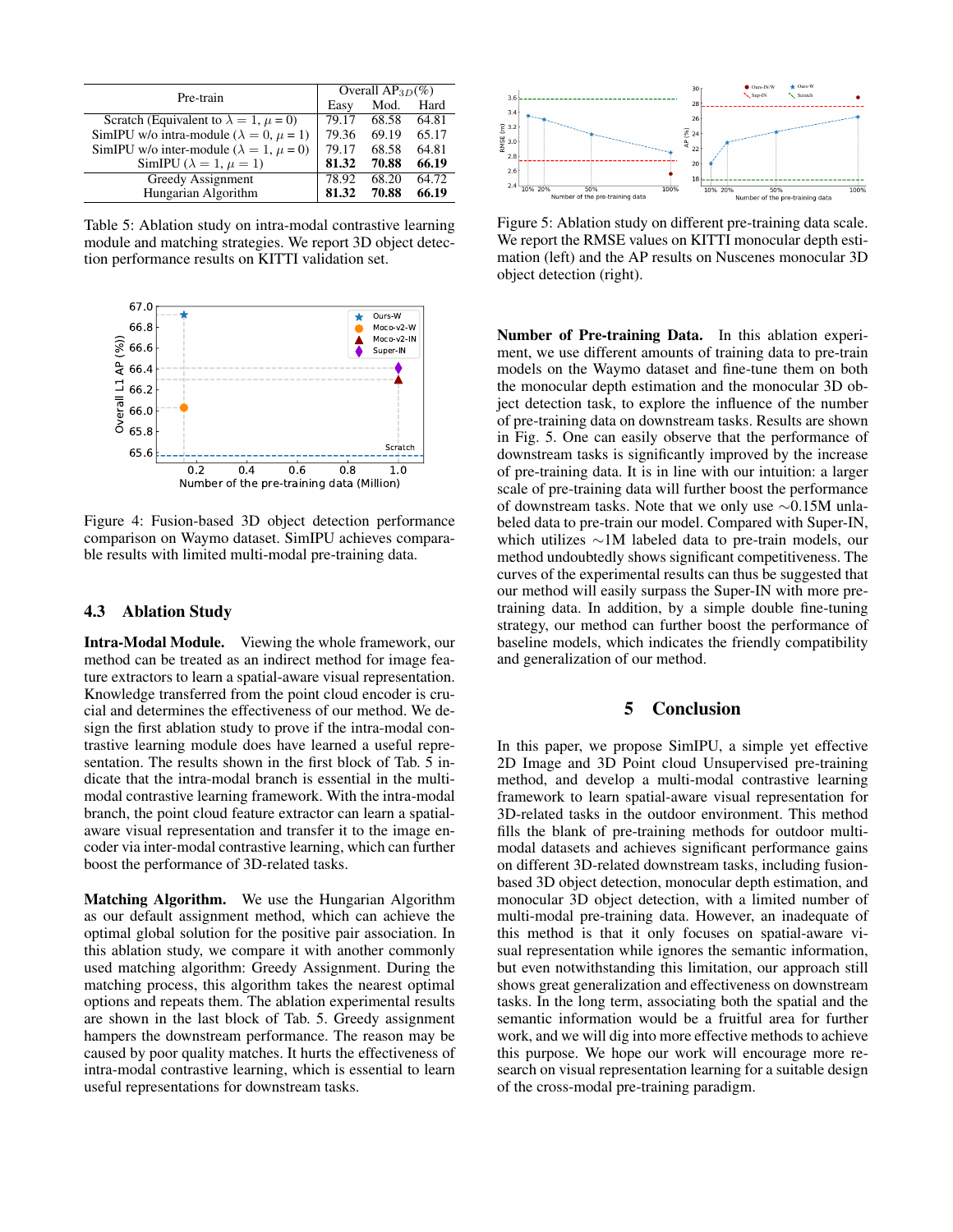| Pre-train | Overall $AP_{3D}$(%) | | |
|---|---|---|---|
| | Easy | Mod. | Hard |
| Scratch (Equivalent to $\lambda = 1$, $\mu = 0$) | 79.17 | 68.58 | 64.81 |
| SimIPU w/o intra-module ($\lambda = 0$, $\mu = 1$) | 79.36 | 69.19 | 65.17 |
| SimIPU w/o inter-module ($\lambda = 1$, $\mu = 0$) | 79.17 | 68.58 | 64.81 |
| SimIPU ($\lambda = 1$, $\mu = 1$) | **81.32** | **70.88** | **66.19** |
| Greedy Assignment | 78.92 | 68.20 | 64.72 |
| Hungarian Algorithm | **81.32** | **70.88** | **66.19** |

Table 5: Ablation study on intra-modal contrastive learning module and matching strategies. We report 3D object detection performance results on KITTI validation set.

Figure 4: Fusion-based 3D object detection performance comparison on Waymo dataset. SimIPU achieves comparable results with limited multi-modal pre-training data.

## 4.3 Ablation Study

**Intra-Modal Module.** Viewing the whole framework, our method can be treated as an indirect method for image feature extractors to learn a spatial-aware visual representation. Knowledge transferred from the point cloud encoder is crucial and determines the effectiveness of our method. We design the first ablation study to prove if the intra-modal contrastive learning module does have learned a useful representation. The results shown in the first block of Tab. 5 indicate that the intra-modal branch is essential in the multi-modal contrastive learning framework. With the intra-modal branch, the point cloud feature extractor can learn a spatial-aware visual representation and transfer it to the image encoder via inter-modal contrastive learning, which can further boost the performance of 3D-related tasks.

**Matching Algorithm.** We use the Hungarian Algorithm as our default assignment method, which can achieve the optimal global solution for the positive pair association. In this ablation study, we compare it with another commonly used matching algorithm: Greedy Assignment. During the matching process, this algorithm takes the nearest optimal options and repeats them. The ablation experimental results are shown in the last block of Tab. 5. Greedy assignment hampers the downstream performance. The reason may be caused by poor quality matches. It hurts the effectiveness of intra-modal contrastive learning, which is essential to learn useful representations for downstream tasks.

Figure 5: Ablation study on different pre-training data scale. We report the RMSE values on KITTI monocular depth estimation (left) and the AP results on Nuscenes monocular 3D object detection (right).

**Number of Pre-training Data.** In this ablation experiment, we use different amounts of training data to pre-train models on the Waymo dataset and fine-tune them on both the monocular depth estimation and the monocular 3D object detection task, to explore the influence of the number of pre-training data on downstream tasks. Results are shown in Fig. 5. One can easily observe that the performance of downstream tasks is significantly improved by the increase of pre-training data. It is in line with our intuition: a larger scale of pre-training data will further boost the performance of downstream tasks. Note that we only use ∼0.15M unlabeled data to pre-train our model. Compared with Super-IN, which utilizes ∼1M labeled data to pre-train models, our method undoubtedly shows significant competitiveness. The curves of the experimental results can thus be suggested that our method will easily surpass the Super-IN with more pre-training data. In addition, by a simple double fine-tuning strategy, our method can further boost the performance of baseline models, which indicates the friendly compatibility and generalization of our method.

# 5 Conclusion

In this paper, we propose SimIPU, a simple yet effective 2D Image and 3D Point cloud Unsupervised pre-training method, and develop a multi-modal contrastive learning framework to learn spatial-aware visual representation for 3D-related tasks in the outdoor environment. This method fills the blank of pre-training methods for outdoor multi-modal datasets and achieves significant performance gains on different 3D-related downstream tasks, including fusion-based 3D object detection, monocular depth estimation, and monocular 3D object detection, with a limited number of multi-modal pre-training data. However, an inadequate of this method is that it only focuses on spatial-aware visual representation while ignores the semantic information, but even notwithstanding this limitation, our approach still shows great generalization and effectiveness on downstream tasks. In the long term, associating both the spatial and the semantic information would be a fruitful area for further work, and we will dig into more effective methods to achieve this purpose. We hope our work will encourage more research on visual representation learning for a suitable design of the cross-modal pre-training paradigm.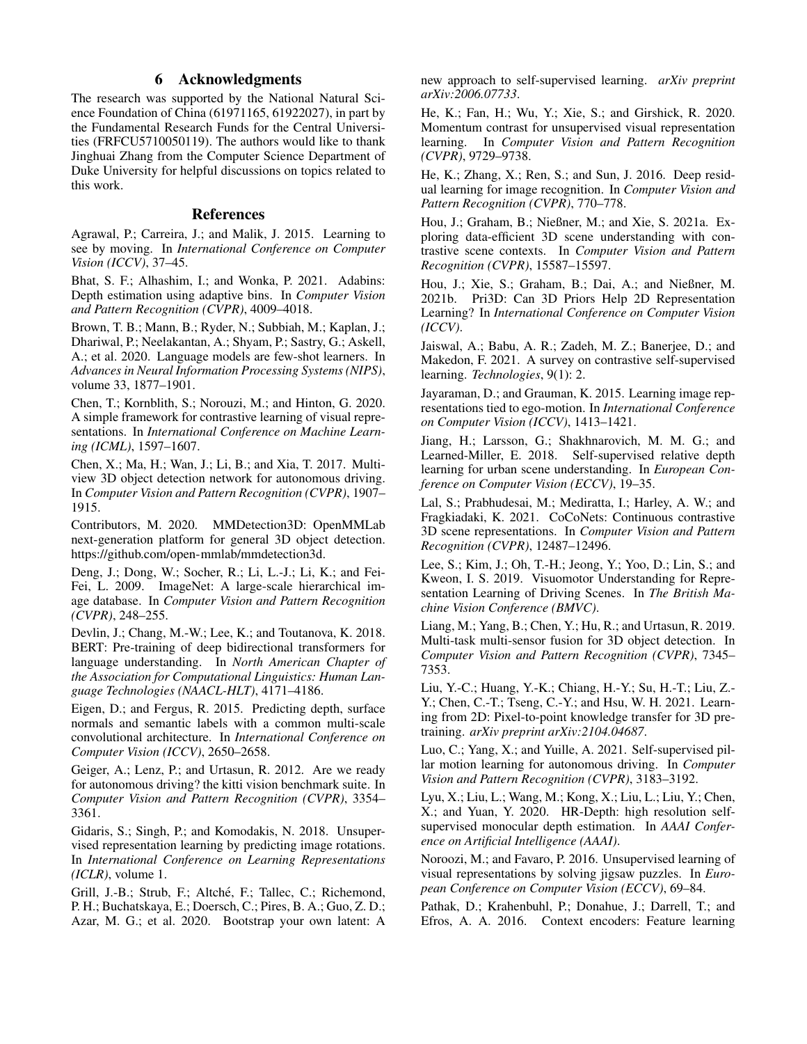## 6 Acknowledgments

The research was supported by the National Natural Science Foundation of China (61971165, 61922027), in part by the Fundamental Research Funds for the Central Universities (FRFCU5710050119). The authors would like to thank Jinghuai Zhang from the Computer Science Department of Duke University for helpful discussions on topics related to this work.

## References

Agrawal, P.; Carreira, J.; and Malik, J. 2015. Learning to see by moving. In *International Conference on Computer Vision (ICCV)*, 37–45.

Bhat, S. F.; Alhashim, I.; and Wonka, P. 2021. Adabins: Depth estimation using adaptive bins. In *Computer Vision and Pattern Recognition (CVPR)*, 4009–4018.

Brown, T. B.; Mann, B.; Ryder, N.; Subbiah, M.; Kaplan, J.; Dhariwal, P.; Neelakantan, A.; Shyam, P.; Sastry, G.; Askell, A.; et al. 2020. Language models are few-shot learners. In *Advances in Neural Information Processing Systems (NIPS)*, volume 33, 1877–1901.

Chen, T.; Kornblith, S.; Norouzi, M.; and Hinton, G. 2020. A simple framework for contrastive learning of visual representations. In *International Conference on Machine Learning (ICML)*, 1597–1607.

Chen, X.; Ma, H.; Wan, J.; Li, B.; and Xia, T. 2017. Multi-view 3D object detection network for autonomous driving. In *Computer Vision and Pattern Recognition (CVPR)*, 1907–1915.

Contributors, M. 2020. MMDetection3D: OpenMMLab next-generation platform for general 3D object detection. https://github.com/open-mmlab/mmdetection3d.

Deng, J.; Dong, W.; Socher, R.; Li, L.-J.; Li, K.; and Fei-Fei, L. 2009. ImageNet: A large-scale hierarchical image database. In *Computer Vision and Pattern Recognition (CVPR)*, 248–255.

Devlin, J.; Chang, M.-W.; Lee, K.; and Toutanova, K. 2018. BERT: Pre-training of deep bidirectional transformers for language understanding. In *North American Chapter of the Association for Computational Linguistics: Human Language Technologies (NAACL-HLT)*, 4171–4186.

Eigen, D.; and Fergus, R. 2015. Predicting depth, surface normals and semantic labels with a common multi-scale convolutional architecture. In *International Conference on Computer Vision (ICCV)*, 2650–2658.

Geiger, A.; Lenz, P.; and Urtasun, R. 2012. Are we ready for autonomous driving? the kitti vision benchmark suite. In *Computer Vision and Pattern Recognition (CVPR)*, 3354–3361.

Gidaris, S.; Singh, P.; and Komodakis, N. 2018. Unsupervised representation learning by predicting image rotations. In *International Conference on Learning Representations (ICLR)*, volume 1.

Grill, J.-B.; Strub, F.; Altché, F.; Tallec, C.; Richemond, P. H.; Buchatskaya, E.; Doersch, C.; Pires, B. A.; Guo, Z. D.; Azar, M. G.; et al. 2020. Bootstrap your own latent: A new approach to self-supervised learning. *arXiv preprint arXiv:2006.07733*.

He, K.; Fan, H.; Wu, Y.; Xie, S.; and Girshick, R. 2020. Momentum contrast for unsupervised visual representation learning. In *Computer Vision and Pattern Recognition (CVPR)*, 9729–9738.

He, K.; Zhang, X.; Ren, S.; and Sun, J. 2016. Deep residual learning for image recognition. In *Computer Vision and Pattern Recognition (CVPR)*, 770–778.

Hou, J.; Graham, B.; Nießner, M.; and Xie, S. 2021a. Exploring data-efficient 3D scene understanding with contrastive scene contexts. In *Computer Vision and Pattern Recognition (CVPR)*, 15587–15597.

Hou, J.; Xie, S.; Graham, B.; Dai, A.; and Nießner, M. 2021b. Pri3D: Can 3D Priors Help 2D Representation Learning? In *International Conference on Computer Vision (ICCV)*.

Jaiswal, A.; Babu, A. R.; Zadeh, M. Z.; Banerjee, D.; and Makedon, F. 2021. A survey on contrastive self-supervised learning. *Technologies*, 9(1): 2.

Jayaraman, D.; and Grauman, K. 2015. Learning image representations tied to ego-motion. In *International Conference on Computer Vision (ICCV)*, 1413–1421.

Jiang, H.; Larsson, G.; Shakhnarovich, M. M. G.; and Learned-Miller, E. 2018. Self-supervised relative depth learning for urban scene understanding. In *European Conference on Computer Vision (ECCV)*, 19–35.

Lal, S.; Prabhudesai, M.; Mediratta, I.; Harley, A. W.; and Fragkiadaki, K. 2021. CoCoNets: Continuous contrastive 3D scene representations. In *Computer Vision and Pattern Recognition (CVPR)*, 12487–12496.

Lee, S.; Kim, J.; Oh, T.-H.; Jeong, Y.; Yoo, D.; Lin, S.; and Kweon, I. S. 2019. Visuomotor Understanding for Representation Learning of Driving Scenes. In *The British Machine Vision Conference (BMVC)*.

Liang, M.; Yang, B.; Chen, Y.; Hu, R.; and Urtasun, R. 2019. Multi-task multi-sensor fusion for 3D object detection. In *Computer Vision and Pattern Recognition (CVPR)*, 7345–7353.

Liu, Y.-C.; Huang, Y.-K.; Chiang, H.-Y.; Su, H.-T.; Liu, Z.-Y.; Chen, C.-T.; Tseng, C.-Y.; and Hsu, W. H. 2021. Learning from 2D: Pixel-to-point knowledge transfer for 3D pretraining. *arXiv preprint arXiv:2104.04687*.

Luo, C.; Yang, X.; and Yuille, A. 2021. Self-supervised pillar motion learning for autonomous driving. In *Computer Vision and Pattern Recognition (CVPR)*, 3183–3192.

Lyu, X.; Liu, L.; Wang, M.; Kong, X.; Liu, L.; Liu, Y.; Chen, X.; and Yuan, Y. 2020. HR-Depth: high resolution self-supervised monocular depth estimation. In *AAAI Conference on Artificial Intelligence (AAAI)*.

Noroozi, M.; and Favaro, P. 2016. Unsupervised learning of visual representations by solving jigsaw puzzles. In *European Conference on Computer Vision (ECCV)*, 69–84.

Pathak, D.; Krahenbuhl, P.; Donahue, J.; Darrell, T.; and Efros, A. A. 2016. Context encoders: Feature learning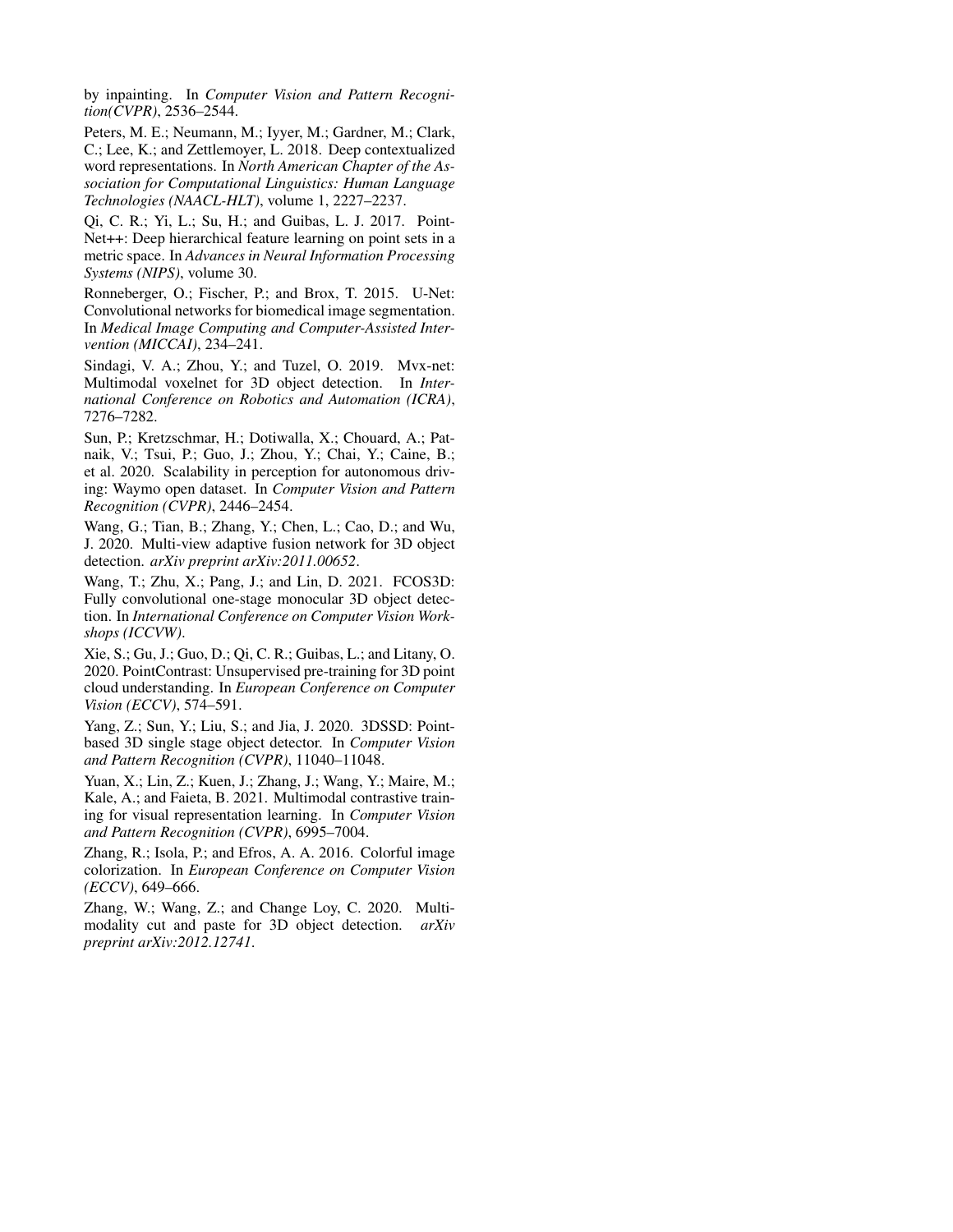by inpainting. In *Computer Vision and Pattern Recognition(CVPR)*, 2536–2544.

Peters, M. E.; Neumann, M.; Iyyer, M.; Gardner, M.; Clark, C.; Lee, K.; and Zettlemoyer, L. 2018. Deep contextualized word representations. In *North American Chapter of the Association for Computational Linguistics: Human Language Technologies (NAACL-HLT)*, volume 1, 2227–2237.

Qi, C. R.; Yi, L.; Su, H.; and Guibas, L. J. 2017. PointNet++: Deep hierarchical feature learning on point sets in a metric space. In *Advances in Neural Information Processing Systems (NIPS)*, volume 30.

Ronneberger, O.; Fischer, P.; and Brox, T. 2015. U-Net: Convolutional networks for biomedical image segmentation. In *Medical Image Computing and Computer-Assisted Intervention (MICCAI)*, 234–241.

Sindagi, V. A.; Zhou, Y.; and Tuzel, O. 2019. Mvx-net: Multimodal voxelnet for 3D object detection. In *International Conference on Robotics and Automation (ICRA)*, 7276–7282.

Sun, P.; Kretzschmar, H.; Dotiwalla, X.; Chouard, A.; Patnaik, V.; Tsui, P.; Guo, J.; Zhou, Y.; Chai, Y.; Caine, B.; et al. 2020. Scalability in perception for autonomous driving: Waymo open dataset. In *Computer Vision and Pattern Recognition (CVPR)*, 2446–2454.

Wang, G.; Tian, B.; Zhang, Y.; Chen, L.; Cao, D.; and Wu, J. 2020. Multi-view adaptive fusion network for 3D object detection. *arXiv preprint arXiv:2011.00652*.

Wang, T.; Zhu, X.; Pang, J.; and Lin, D. 2021. FCOS3D: Fully convolutional one-stage monocular 3D object detection. In *International Conference on Computer Vision Workshops (ICCVW)*.

Xie, S.; Gu, J.; Guo, D.; Qi, C. R.; Guibas, L.; and Litany, O. 2020. PointContrast: Unsupervised pre-training for 3D point cloud understanding. In *European Conference on Computer Vision (ECCV)*, 574–591.

Yang, Z.; Sun, Y.; Liu, S.; and Jia, J. 2020. 3DSSD: Point-based 3D single stage object detector. In *Computer Vision and Pattern Recognition (CVPR)*, 11040–11048.

Yuan, X.; Lin, Z.; Kuen, J.; Zhang, J.; Wang, Y.; Maire, M.; Kale, A.; and Faieta, B. 2021. Multimodal contrastive training for visual representation learning. In *Computer Vision and Pattern Recognition (CVPR)*, 6995–7004.

Zhang, R.; Isola, P.; and Efros, A. A. 2016. Colorful image colorization. In *European Conference on Computer Vision (ECCV)*, 649–666.

Zhang, W.; Wang, Z.; and Change Loy, C. 2020. Multimodality cut and paste for 3D object detection. *arXiv preprint arXiv:2012.12741*.